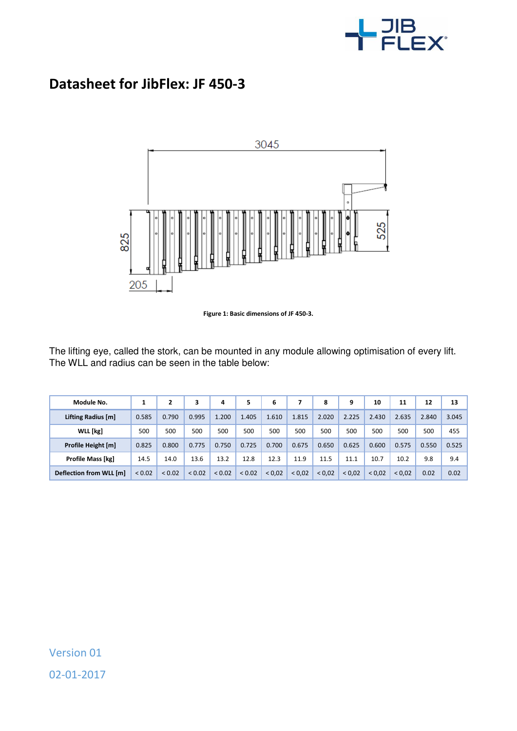# Datasheet for JibFlex: JF 450-3

Figure 1: Basic dimensions of JF 450-3.

The lifting eye, called the stork, can be mounted in any module allowing optimisation of every lift. The WLL and radius can be seen in the table below:

| Module No. | 1 | 2 | 3 | 4 | 5 | 6 | 7 | 8 | 9 | 10 | 11 | 12 | 13 |
|---|---|---|---|---|---|---|---|---|---|---|---|---|---|
| Lifting Radius [m] | 0.585 | 0.790 | 0.995 | 1.200 | 1.405 | 1.610 | 1.815 | 2.020 | 2.225 | 2.430 | 2.635 | 2.840 | 3.045 |
| WLL [kg] | 500 | 500 | 500 | 500 | 500 | 500 | 500 | 500 | 500 | 500 | 500 | 500 | 455 |
| Profile Height [m] | 0.825 | 0.800 | 0.775 | 0.750 | 0.725 | 0.700 | 0.675 | 0.650 | 0.625 | 0.600 | 0.575 | 0.550 | 0.525 |
| Profile Mass [kg] | 14.5 | 14.0 | 13.6 | 13.2 | 12.8 | 12.3 | 11.9 | 11.5 | 11.1 | 10.7 | 10.2 | 9.8 | 9.4 |
| Deflection from WLL [m] | < 0.02 | < 0.02 | < 0.02 | < 0.02 | < 0.02 | < 0,02 | < 0,02 | < 0,02 | < 0,02 | < 0,02 | < 0,02 | 0.02 | 0.02 |

Version 01

02-01-2017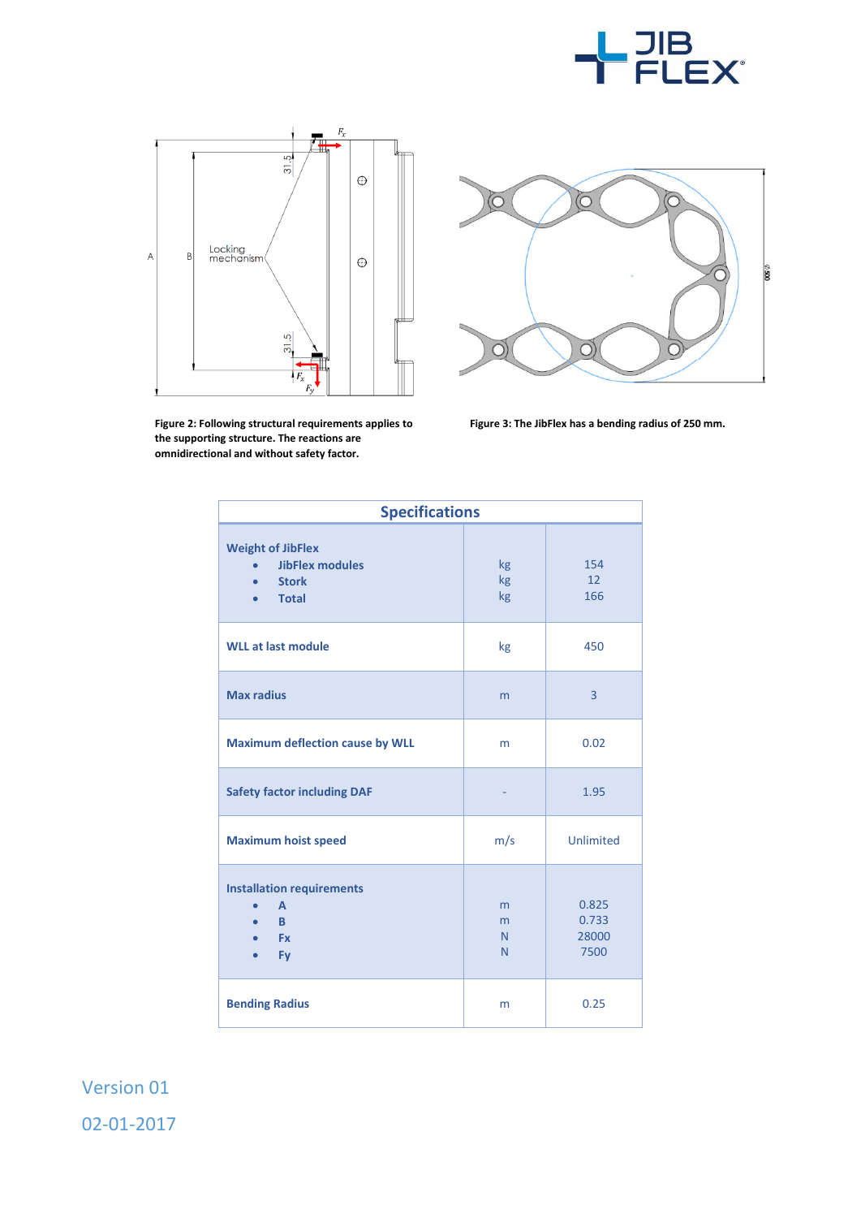Figure 2: Following structural requirements applies to the supporting structure. The reactions are omnidirectional and without safety factor.

Figure 3: The JibFlex has a bending radius of 250 mm.

| Specifications | | |
|---|---|---|
| **Weight of JibFlex**<br>• JibFlex modules<br>• Stork<br>• Total | kg<br>kg<br>kg | 154<br>12<br>166 |
| **WLL at last module** | kg | 450 |
| **Max radius** | m | 3 |
| **Maximum deflection cause by WLL** | m | 0.02 |
| **Safety factor including DAF** | - | 1.95 |
| **Maximum hoist speed** | m/s | Unlimited |
| **Installation requirements**<br>• A<br>• B<br>• Fx<br>• Fy | m<br>m<br>N<br>N | 0.825<br>0.733<br>28000<br>7500 |
| **Bending Radius** | m | 0.25 |

Version 01

02-01-2017